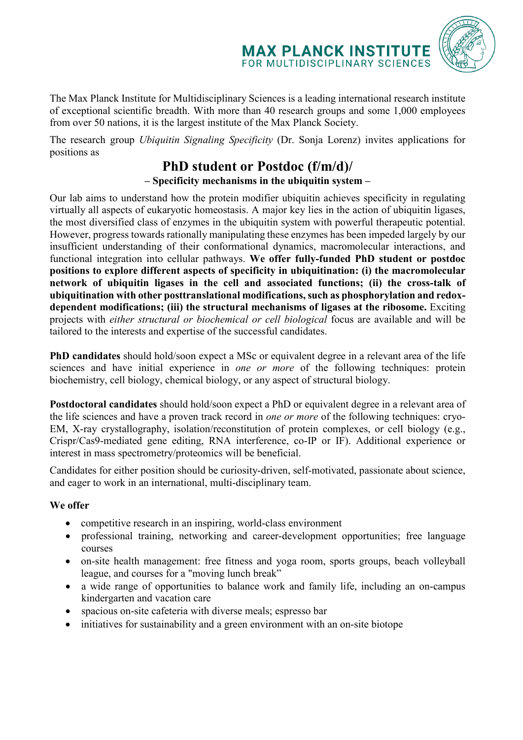MAX PLANCK INSTITUTE
FOR MULTIDISCIPLINARY SCIENCES

The Max Planck Institute for Multidisciplinary Sciences is a leading international research institute of exceptional scientific breadth. With more than 40 research groups and some 1,000 employees from over 50 nations, it is the largest institute of the Max Planck Society.

The research group *Ubiquitin Signaling Specificity* (Dr. Sonja Lorenz) invites applications for positions as

# PhD student or Postdoc (f/m/d)/

### – Specificity mechanisms in the ubiquitin system –

Our lab aims to understand how the protein modifier ubiquitin achieves specificity in regulating virtually all aspects of eukaryotic homeostasis. A major key lies in the action of ubiquitin ligases, the most diversified class of enzymes in the ubiquitin system with powerful therapeutic potential. However, progress towards rationally manipulating these enzymes has been impeded largely by our insufficient understanding of their conformational dynamics, macromolecular interactions, and functional integration into cellular pathways. **We offer fully-funded PhD student or postdoc positions to explore different aspects of specificity in ubiquitination: (i) the macromolecular network of ubiquitin ligases in the cell and associated functions; (ii) the cross-talk of ubiquitination with other posttranslational modifications, such as phosphorylation and redox-dependent modifications; (iii) the structural mechanisms of ligases at the ribosome.** Exciting projects with *either structural or biochemical or cell biological* focus are available and will be tailored to the interests and expertise of the successful candidates.

**PhD candidates** should hold/soon expect a MSc or equivalent degree in a relevant area of the life sciences and have initial experience in *one or more* of the following techniques: protein biochemistry, cell biology, chemical biology, or any aspect of structural biology.

**Postdoctoral candidates** should hold/soon expect a PhD or equivalent degree in a relevant area of the life sciences and have a proven track record in *one or more* of the following techniques: cryo-EM, X-ray crystallography, isolation/reconstitution of protein complexes, or cell biology (e.g., Crispr/Cas9-mediated gene editing, RNA interference, co-IP or IF). Additional experience or interest in mass spectrometry/proteomics will be beneficial.

Candidates for either position should be curiosity-driven, self-motivated, passionate about science, and eager to work in an international, multi-disciplinary team.

**We offer**

- competitive research in an inspiring, world-class environment
- professional training, networking and career-development opportunities; free language courses
- on-site health management: free fitness and yoga room, sports groups, beach volleyball league, and courses for a "moving lunch break"
- a wide range of opportunities to balance work and family life, including an on-campus kindergarten and vacation care
- spacious on-site cafeteria with diverse meals; espresso bar
- initiatives for sustainability and a green environment with an on-site biotope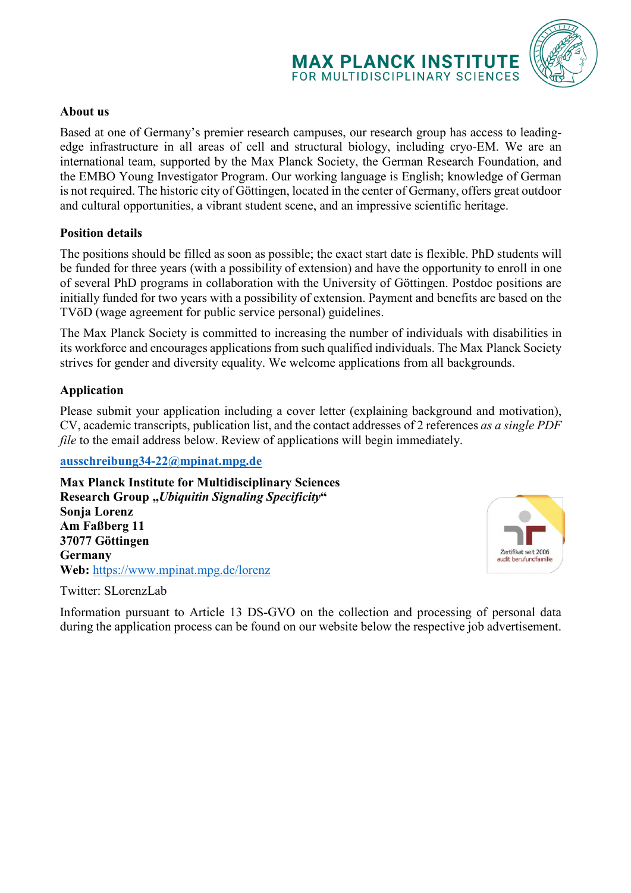### About us

Based at one of Germany's premier research campuses, our research group has access to leading-edge infrastructure in all areas of cell and structural biology, including cryo-EM. We are an international team, supported by the Max Planck Society, the German Research Foundation, and the EMBO Young Investigator Program. Our working language is English; knowledge of German is not required. The historic city of Göttingen, located in the center of Germany, offers great outdoor and cultural opportunities, a vibrant student scene, and an impressive scientific heritage.

### Position details

The positions should be filled as soon as possible; the exact start date is flexible. PhD students will be funded for three years (with a possibility of extension) and have the opportunity to enroll in one of several PhD programs in collaboration with the University of Göttingen. Postdoc positions are initially funded for two years with a possibility of extension. Payment and benefits are based on the TVöD (wage agreement for public service personal) guidelines.

The Max Planck Society is committed to increasing the number of individuals with disabilities in its workforce and encourages applications from such qualified individuals. The Max Planck Society strives for gender and diversity equality. We welcome applications from all backgrounds.

### Application

Please submit your application including a cover letter (explaining background and motivation), CV, academic transcripts, publication list, and the contact addresses of 2 references *as a single PDF file* to the email address below. Review of applications will begin immediately.

**ausschreibung34-22@mpinat.mpg.de**

**Max Planck Institute for Multidisciplinary Sciences**
**Research Group „*Ubiquitin Signaling Specificity*"**
**Sonja Lorenz**
**Am Faßberg 11**
**37077 Göttingen**
**Germany**
**Web:** https://www.mpinat.mpg.de/lorenz

Twitter: SLorenzLab

Information pursuant to Article 13 DS-GVO on the collection and processing of personal data during the application process can be found on our website below the respective job advertisement.